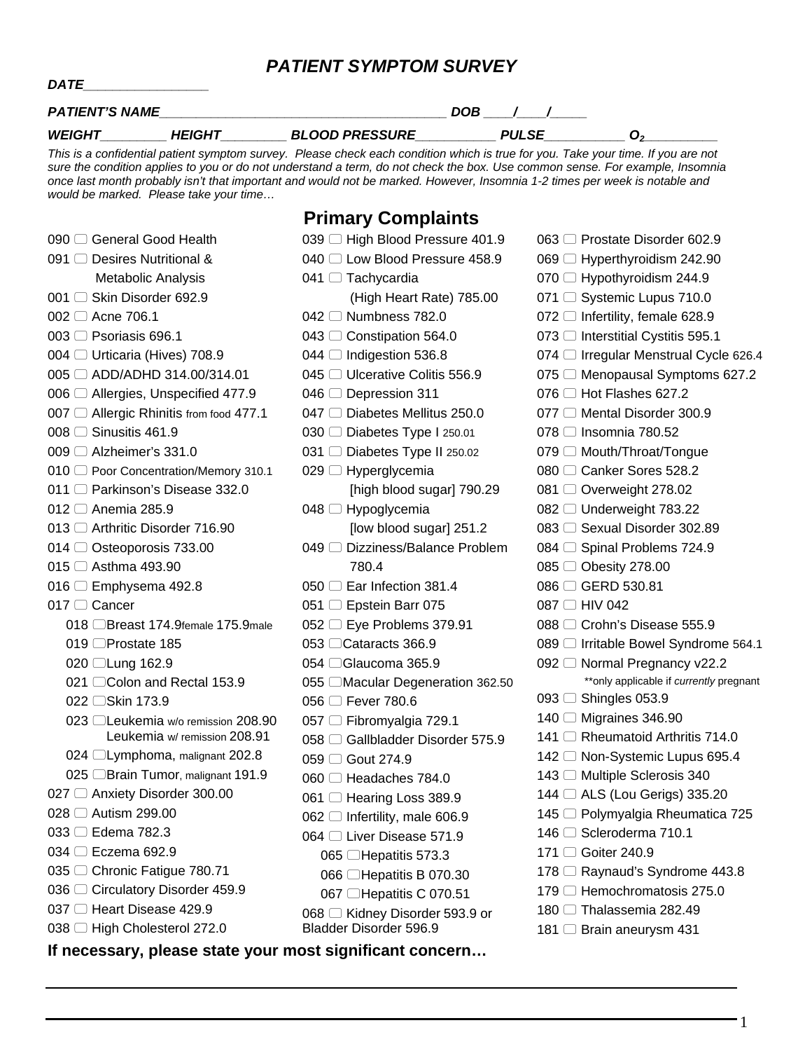# *PATIENT SYMPTOM SURVEY*

***DATE_________________***

***PATIENT'S NAME_______________________________________ DOB ____/____/_____***

***WEIGHT_________ HEIGHT_________ BLOOD PRESSURE___________ PULSE___________ $O_2$__________***

*This is a confidential patient symptom survey. Please check each condition which is true for you. Take your time. If you are not sure the condition applies to you or do not understand a term, do not check the box. Use common sense. For example, Insomnia once last month probably isn't that important and would not be marked. However, Insomnia 1-2 times per week is notable and would be marked. Please take your time…*

## Primary Complaints

- 090 ☐ General Good Health
- 091 ☐ Desires Nutritional & Metabolic Analysis
- 001 ☐ Skin Disorder 692.9
- 002 ☐ Acne 706.1
- 003 ☐ Psoriasis 696.1
- 004 ☐ Urticaria (Hives) 708.9
- 005 ☐ ADD/ADHD 314.00/314.01
- 006 ☐ Allergies, Unspecified 477.9
- 007 ☐ Allergic Rhinitis from food 477.1
- 008 ☐ Sinusitis 461.9
- 009 ☐ Alzheimer's 331.0
- 010 ☐ Poor Concentration/Memory 310.1
- 011 ☐ Parkinson's Disease 332.0
- 012 ☐ Anemia 285.9
- 013 ☐ Arthritic Disorder 716.90
- 014 ☐ Osteoporosis 733.00
- 015 ☐ Asthma 493.90
- 016 ☐ Emphysema 492.8
- 017 ☐ Cancer
  - 018 ☐ Breast 174.9female 175.9male
  - 019 ☐ Prostate 185
  - 020 ☐ Lung 162.9
  - 021 ☐ Colon and Rectal 153.9
  - 022 ☐ Skin 173.9
  - 023 ☐ Leukemia w/o remission 208.90 Leukemia w/ remission 208.91
  - 024 ☐ Lymphoma, malignant 202.8
  - 025 ☐ Brain Tumor, malignant 191.9
- 027 ☐ Anxiety Disorder 300.00
- 028 ☐ Autism 299.00
- 033 ☐ Edema 782.3
- 034 ☐ Eczema 692.9
- 035 ☐ Chronic Fatigue 780.71
- 036 ☐ Circulatory Disorder 459.9
- 037 ☐ Heart Disease 429.9
- 038 ☐ High Cholesterol 272.0
- 039 ☐ High Blood Pressure 401.9
- 040 ☐ Low Blood Pressure 458.9
- 041 ☐ Tachycardia (High Heart Rate) 785.00
- 042 ☐ Numbness 782.0
- 043 ☐ Constipation 564.0
- 044 ☐ Indigestion 536.8
- 045 ☐ Ulcerative Colitis 556.9
- 046 ☐ Depression 311
- 047 ☐ Diabetes Mellitus 250.0
- 030 ☐ Diabetes Type I 250.01
- 031 ☐ Diabetes Type II 250.02
- 029 ☐ Hyperglycemia [high blood sugar] 790.29
- 048 ☐ Hypoglycemia [low blood sugar] 251.2
- 049 ☐ Dizziness/Balance Problem 780.4
- 050 ☐ Ear Infection 381.4
- 051 ☐ Epstein Barr 075
- 052 ☐ Eye Problems 379.91
  - 053 ☐ Cataracts 366.9
  - 054 ☐ Glaucoma 365.9
  - 055 ☐ Macular Degeneration 362.50
- 056 ☐ Fever 780.6
- 057 ☐ Fibromyalgia 729.1
- 058 ☐ Gallbladder Disorder 575.9
- 059 ☐ Gout 274.9
- 060 ☐ Headaches 784.0
- 061 ☐ Hearing Loss 389.9
- 062 ☐ Infertility, male 606.9
- 064 ☐ Liver Disease 571.9
  - 065 ☐ Hepatitis 573.3
  - 066 ☐ Hepatitis B 070.30
  - 067 ☐ Hepatitis C 070.51
- 068 ☐ Kidney Disorder 593.9 or Bladder Disorder 596.9
- 063 ☐ Prostate Disorder 602.9
- 069 ☐ Hyperthyroidism 242.90
- 070 ☐ Hypothyroidism 244.9
- 071 ☐ Systemic Lupus 710.0
- 072 ☐ Infertility, female 628.9
- 073 ☐ Interstitial Cystitis 595.1
- 074 ☐ Irregular Menstrual Cycle 626.4
- 075 ☐ Menopausal Symptoms 627.2
- 076 ☐ Hot Flashes 627.2
- 077 ☐ Mental Disorder 300.9
- 078 ☐ Insomnia 780.52
- 079 ☐ Mouth/Throat/Tongue
- 080 ☐ Canker Sores 528.2
- 081 ☐ Overweight 278.02
- 082 ☐ Underweight 783.22
- 083 ☐ Sexual Disorder 302.89
- 084 ☐ Spinal Problems 724.9
- 085 ☐ Obesity 278.00
- 086 ☐ GERD 530.81
- 087 ☐ HIV 042
- 088 ☐ Crohn's Disease 555.9
- 089 ☐ Irritable Bowel Syndrome 564.1
- 092 ☐ Normal Pregnancy v22.2 **only applicable if *currently* pregnant
- 093 ☐ Shingles 053.9
- 140 ☐ Migraines 346.90
- 141 ☐ Rheumatoid Arthritis 714.0
- 142 ☐ Non-Systemic Lupus 695.4
- 143 ☐ Multiple Sclerosis 340
- 144 ☐ ALS (Lou Gerigs) 335.20
- 145 ☐ Polymyalgia Rheumatica 725
- 146 ☐ Scleroderma 710.1
- 171 ☐ Goiter 240.9
- 178 ☐ Raynaud's Syndrome 443.8
- 179 ☐ Hemochromatosis 275.0
- 180 ☐ Thalassemia 282.49
- 181 ☐ Brain aneurysm 431

**If necessary, please state your most significant concern…**

______________________________________________________________________________

______________________________________________________________________________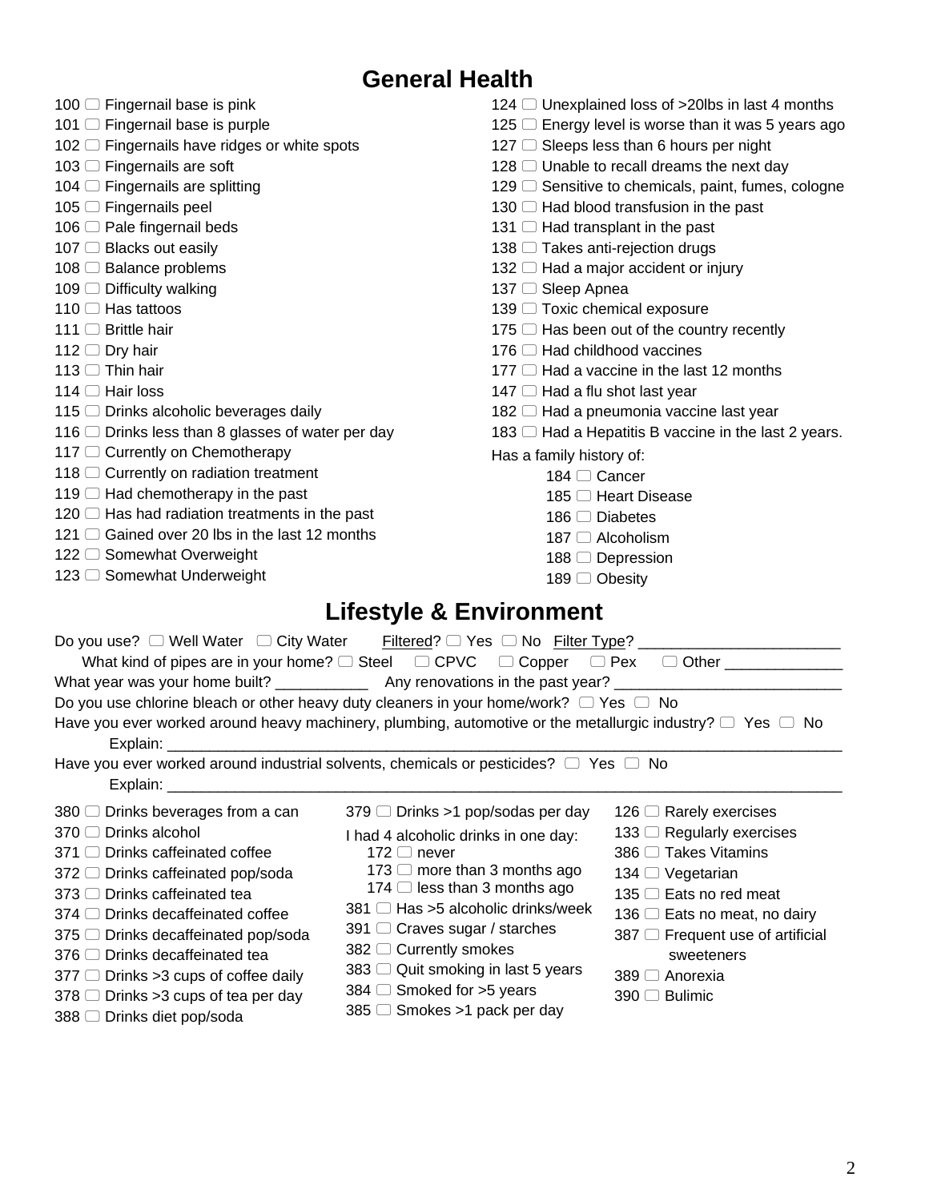# General Health

- 100 ☐ Fingernail base is pink
- 101 ☐ Fingernail base is purple
- 102 ☐ Fingernails have ridges or white spots
- 103 ☐ Fingernails are soft
- 104 ☐ Fingernails are splitting
- 105 ☐ Fingernails peel
- 106 ☐ Pale fingernail beds
- 107 ☐ Blacks out easily
- 108 ☐ Balance problems
- 109 ☐ Difficulty walking
- 110 ☐ Has tattoos
- 111 ☐ Brittle hair
- 112 ☐ Dry hair
- 113 ☐ Thin hair
- 114 ☐ Hair loss
- 115 ☐ Drinks alcoholic beverages daily
- 116 ☐ Drinks less than 8 glasses of water per day
- 117 ☐ Currently on Chemotherapy
- 118 ☐ Currently on radiation treatment
- 119 ☐ Had chemotherapy in the past
- 120 ☐ Has had radiation treatments in the past
- 121 ☐ Gained over 20 lbs in the last 12 months
- 122 ☐ Somewhat Overweight
- 123 ☐ Somewhat Underweight
- 124 ☐ Unexplained loss of >20lbs in last 4 months
- 125 ☐ Energy level is worse than it was 5 years ago
- 127 ☐ Sleeps less than 6 hours per night
- 128 ☐ Unable to recall dreams the next day
- 129 ☐ Sensitive to chemicals, paint, fumes, cologne
- 130 ☐ Had blood transfusion in the past
- 131 ☐ Had transplant in the past
- 138 ☐ Takes anti-rejection drugs
- 132 ☐ Had a major accident or injury
- 137 ☐ Sleep Apnea
- 139 ☐ Toxic chemical exposure
- 175 ☐ Has been out of the country recently
- 176 ☐ Had childhood vaccines
- 177 ☐ Had a vaccine in the last 12 months
- 147 ☐ Had a flu shot last year
- 182 ☐ Had a pneumonia vaccine last year
- 183 ☐ Had a Hepatitis B vaccine in the last 2 years.

Has a family history of:

- 184 ☐ Cancer
- 185 ☐ Heart Disease
- 186 ☐ Diabetes
- 187 ☐ Alcoholism
- 188 ☐ Depression
- 189 ☐ Obesity

# Lifestyle & Environment

Do you use? ☐ Well Water ☐ City Water  Filtered? ☐ Yes ☐ No  Filter Type? ________________________

What kind of pipes are in your home? ☐ Steel ☐ CPVC ☐ Copper ☐ Pex ☐ Other ______________

What year was your home built? ___________  Any renovations in the past year? ___________________________

Do you use chlorine bleach or other heavy duty cleaners in your home/work? ☐ Yes ☐ No

Have you ever worked around heavy machinery, plumbing, automotive or the metallurgic industry? ☐ Yes ☐ No

Explain: ____________________________________________________________________________________

Have you ever worked around industrial solvents, chemicals or pesticides? ☐ Yes ☐ No

Explain: ____________________________________________________________________________________

- 380 ☐ Drinks beverages from a can
- 370 ☐ Drinks alcohol
- 371 ☐ Drinks caffeinated coffee
- 372 ☐ Drinks caffeinated pop/soda
- 373 ☐ Drinks caffeinated tea
- 374 ☐ Drinks decaffeinated coffee
- 375 ☐ Drinks decaffeinated pop/soda
- 376 ☐ Drinks decaffeinated tea
- 377 ☐ Drinks >3 cups of coffee daily
- 378 ☐ Drinks >3 cups of tea per day
- 388 ☐ Drinks diet pop/soda
- 379 ☐ Drinks >1 pop/sodas per day

I had 4 alcoholic drinks in one day:

- 172 ☐ never
- 173 ☐ more than 3 months ago
- 174 ☐ less than 3 months ago

- 381 ☐ Has >5 alcoholic drinks/week
- 391 ☐ Craves sugar / starches
- 382 ☐ Currently smokes
- 383 ☐ Quit smoking in last 5 years
- 384 ☐ Smoked for >5 years
- 385 ☐ Smokes >1 pack per day
- 126 ☐ Rarely exercises
- 133 ☐ Regularly exercises
- 386 ☐ Takes Vitamins
- 134 ☐ Vegetarian
- 135 ☐ Eats no red meat
- 136 ☐ Eats no meat, no dairy
- 387 ☐ Frequent use of artificial sweeteners
- 389 ☐ Anorexia
- 390 ☐ Bulimic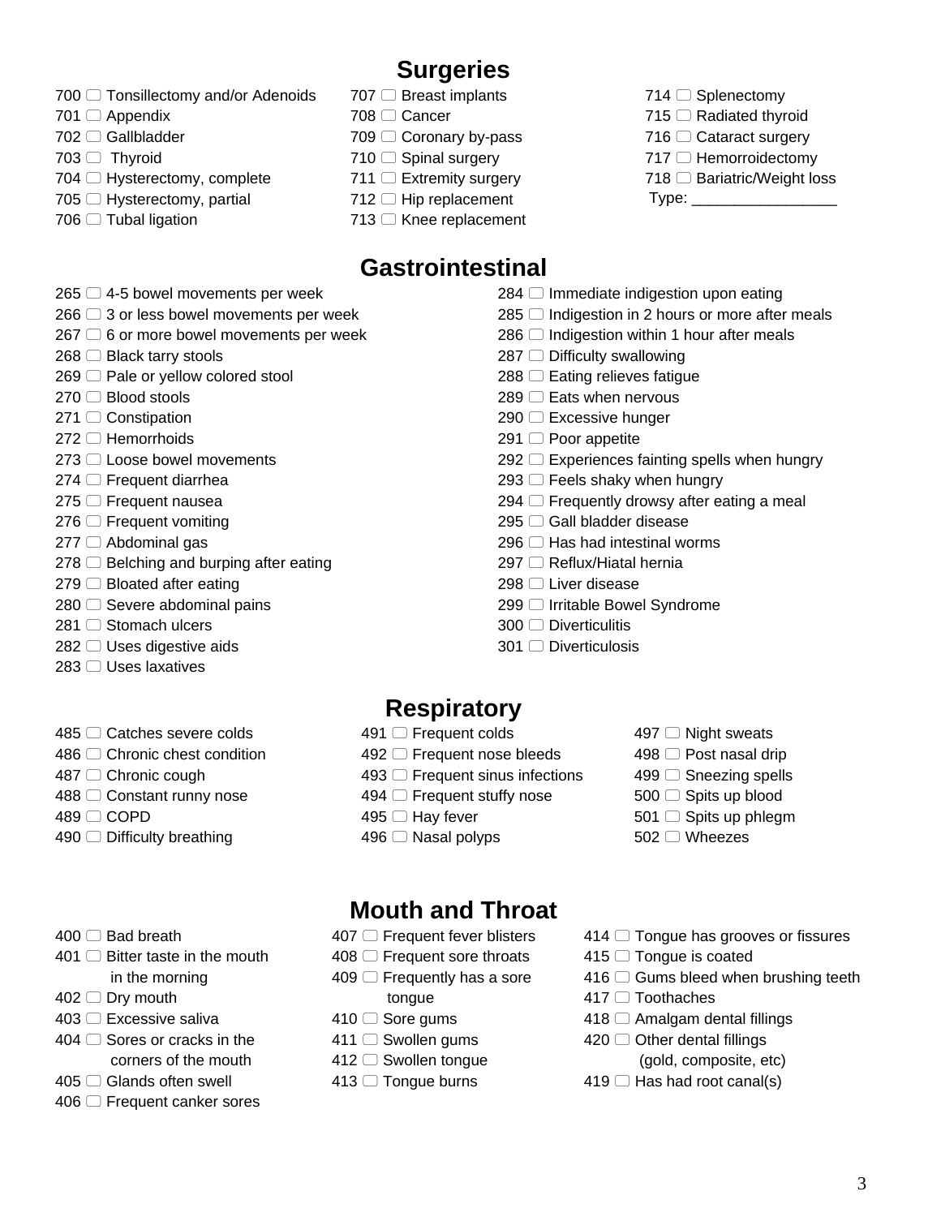## Surgeries

- 700 ☐ Tonsillectomy and/or Adenoids
- 701 ☐ Appendix
- 702 ☐ Gallbladder
- 703 ☐ Thyroid
- 704 ☐ Hysterectomy, complete
- 705 ☐ Hysterectomy, partial
- 706 ☐ Tubal ligation
- 707 ☐ Breast implants
- 708 ☐ Cancer
- 709 ☐ Coronary by-pass
- 710 ☐ Spinal surgery
- 711 ☐ Extremity surgery
- 712 ☐ Hip replacement
- 713 ☐ Knee replacement
- 714 ☐ Splenectomy
- 715 ☐ Radiated thyroid
- 716 ☐ Cataract surgery
- 717 ☐ Hemorroidectomy
- 718 ☐ Bariatric/Weight loss
  Type: _________________

## Gastrointestinal

- 265 ☐ 4-5 bowel movements per week
- 266 ☐ 3 or less bowel movements per week
- 267 ☐ 6 or more bowel movements per week
- 268 ☐ Black tarry stools
- 269 ☐ Pale or yellow colored stool
- 270 ☐ Blood stools
- 271 ☐ Constipation
- 272 ☐ Hemorrhoids
- 273 ☐ Loose bowel movements
- 274 ☐ Frequent diarrhea
- 275 ☐ Frequent nausea
- 276 ☐ Frequent vomiting
- 277 ☐ Abdominal gas
- 278 ☐ Belching and burping after eating
- 279 ☐ Bloated after eating
- 280 ☐ Severe abdominal pains
- 281 ☐ Stomach ulcers
- 282 ☐ Uses digestive aids
- 283 ☐ Uses laxatives
- 284 ☐ Immediate indigestion upon eating
- 285 ☐ Indigestion in 2 hours or more after meals
- 286 ☐ Indigestion within 1 hour after meals
- 287 ☐ Difficulty swallowing
- 288 ☐ Eating relieves fatigue
- 289 ☐ Eats when nervous
- 290 ☐ Excessive hunger
- 291 ☐ Poor appetite
- 292 ☐ Experiences fainting spells when hungry
- 293 ☐ Feels shaky when hungry
- 294 ☐ Frequently drowsy after eating a meal
- 295 ☐ Gall bladder disease
- 296 ☐ Has had intestinal worms
- 297 ☐ Reflux/Hiatal hernia
- 298 ☐ Liver disease
- 299 ☐ Irritable Bowel Syndrome
- 300 ☐ Diverticulitis
- 301 ☐ Diverticulosis

## Respiratory

- 485 ☐ Catches severe colds
- 486 ☐ Chronic chest condition
- 487 ☐ Chronic cough
- 488 ☐ Constant runny nose
- 489 ☐ COPD
- 490 ☐ Difficulty breathing
- 491 ☐ Frequent colds
- 492 ☐ Frequent nose bleeds
- 493 ☐ Frequent sinus infections
- 494 ☐ Frequent stuffy nose
- 495 ☐ Hay fever
- 496 ☐ Nasal polyps
- 497 ☐ Night sweats
- 498 ☐ Post nasal drip
- 499 ☐ Sneezing spells
- 500 ☐ Spits up blood
- 501 ☐ Spits up phlegm
- 502 ☐ Wheezes

## Mouth and Throat

- 400 ☐ Bad breath
- 401 ☐ Bitter taste in the mouth in the morning
- 402 ☐ Dry mouth
- 403 ☐ Excessive saliva
- 404 ☐ Sores or cracks in the corners of the mouth
- 405 ☐ Glands often swell
- 406 ☐ Frequent canker sores
- 407 ☐ Frequent fever blisters
- 408 ☐ Frequent sore throats
- 409 ☐ Frequently has a sore tongue
- 410 ☐ Sore gums
- 411 ☐ Swollen gums
- 412 ☐ Swollen tongue
- 413 ☐ Tongue burns
- 414 ☐ Tongue has grooves or fissures
- 415 ☐ Tongue is coated
- 416 ☐ Gums bleed when brushing teeth
- 417 ☐ Toothaches
- 418 ☐ Amalgam dental fillings
- 420 ☐ Other dental fillings (gold, composite, etc)
- 419 ☐ Has had root canal(s)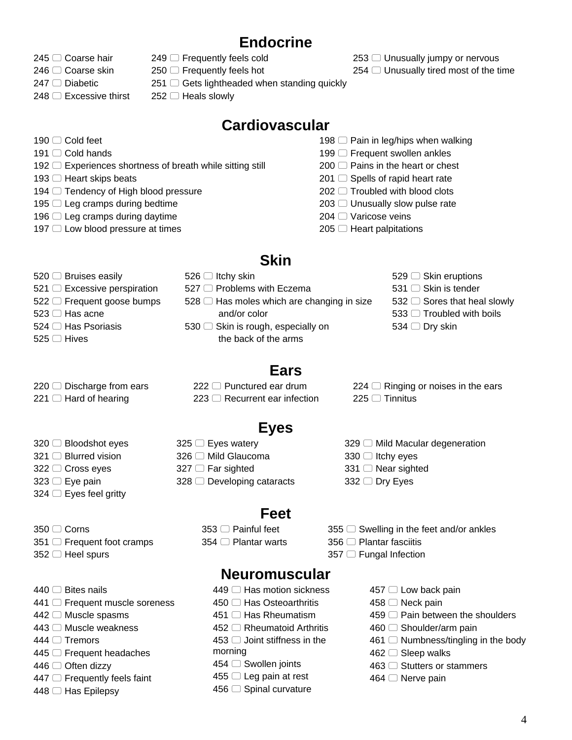## Endocrine

- 245 ▢ Coarse hair
- 246 ▢ Coarse skin
- 247 ▢ Diabetic
- 248 ▢ Excessive thirst
- 249 ▢ Frequently feels cold
- 250 ▢ Frequently feels hot
- 251 ▢ Gets lightheaded when standing quickly
- 252 ▢ Heals slowly
- 253 ▢ Unusually jumpy or nervous
- 254 ▢ Unusually tired most of the time

## Cardiovascular

- 190 ▢ Cold feet
- 191 ▢ Cold hands
- 192 ▢ Experiences shortness of breath while sitting still
- 193 ▢ Heart skips beats
- 194 ▢ Tendency of High blood pressure
- 195 ▢ Leg cramps during bedtime
- 196 ▢ Leg cramps during daytime
- 197 ▢ Low blood pressure at times
- 198 ▢ Pain in leg/hips when walking
- 199 ▢ Frequent swollen ankles
- 200 ▢ Pains in the heart or chest
- 201 ▢ Spells of rapid heart rate
- 202 ▢ Troubled with blood clots
- 203 ▢ Unusually slow pulse rate
- 204 ▢ Varicose veins
- 205 ▢ Heart palpitations

## Skin

- 520 ▢ Bruises easily
- 521 ▢ Excessive perspiration
- 522 ▢ Frequent goose bumps
- 523 ▢ Has acne
- 524 ▢ Has Psoriasis
- 525 ▢ Hives
- 526 ▢ Itchy skin
- 527 ▢ Problems with Eczema
- 528 ▢ Has moles which are changing in size and/or color
- 530 ▢ Skin is rough, especially on the back of the arms
- 529 ▢ Skin eruptions
- 531 ▢ Skin is tender
- 532 ▢ Sores that heal slowly
- 533 ▢ Troubled with boils
- 534 ▢ Dry skin

## Ears

- 220 ▢ Discharge from ears
- 221 ▢ Hard of hearing
- 222 ▢ Punctured ear drum
- 223 ▢ Recurrent ear infection
- 224 ▢ Ringing or noises in the ears
- 225 ▢ Tinnitus

## Eyes

- 320 ▢ Bloodshot eyes
- 321 ▢ Blurred vision
- 322 ▢ Cross eyes
- 323 ▢ Eye pain
- 324 ▢ Eyes feel gritty
- 325 ▢ Eyes watery
- 326 ▢ Mild Glaucoma
- 327 ▢ Far sighted
- 328 ▢ Developing cataracts
- 329 ▢ Mild Macular degeneration
- 330 ▢ Itchy eyes
- 331 ▢ Near sighted
- 332 ▢ Dry Eyes

## Feet

- 350 ▢ Corns
- 351 ▢ Frequent foot cramps
- 352 ▢ Heel spurs
- 353 ▢ Painful feet
- 354 ▢ Plantar warts
- 355 ▢ Swelling in the feet and/or ankles
- 356 ▢ Plantar fasciitis
- 357 ▢ Fungal Infection

## Neuromuscular

- 440 ▢ Bites nails
- 441 ▢ Frequent muscle soreness
- 442 ▢ Muscle spasms
- 443 ▢ Muscle weakness
- 444 ▢ Tremors
- 445 ▢ Frequent headaches
- 446 ▢ Often dizzy
- 447 ▢ Frequently feels faint
- 448 ▢ Has Epilepsy
- 449 ▢ Has motion sickness
- 450 ▢ Has Osteoarthritis
- 451 ▢ Has Rheumatism
- 452 ▢ Rheumatoid Arthritis
- 453 ▢ Joint stiffness in the morning
- 454 ▢ Swollen joints
- 455 ▢ Leg pain at rest
- 456 ▢ Spinal curvature
- 457 ▢ Low back pain
- 458 ▢ Neck pain
- 459 ▢ Pain between the shoulders
- 460 ▢ Shoulder/arm pain
- 461 ▢ Numbness/tingling in the body
- 462 ▢ Sleep walks
- 463 ▢ Stutters or stammers
- 464 ▢ Nerve pain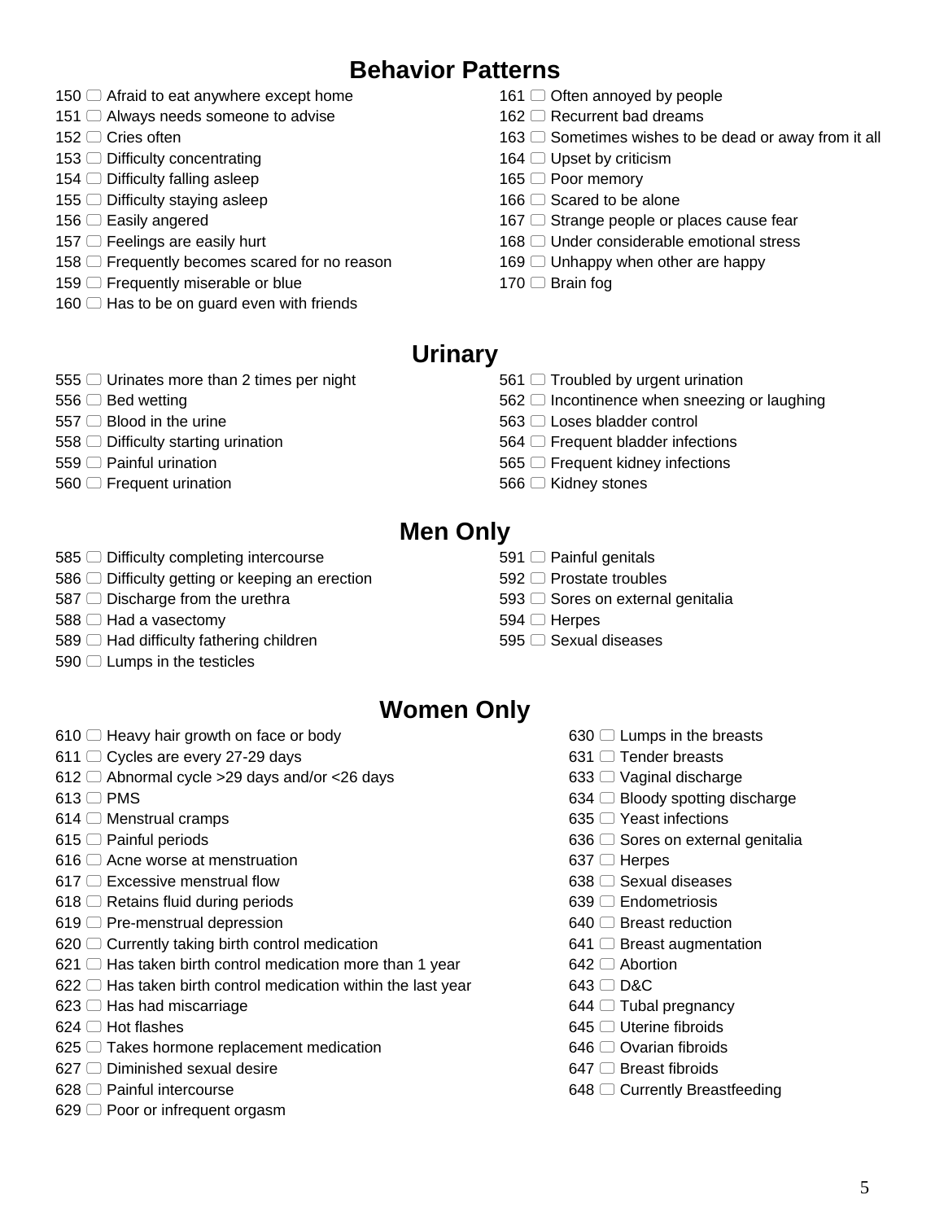## Behavior Patterns

- 150 ☐ Afraid to eat anywhere except home
- 151 ☐ Always needs someone to advise
- 152 ☐ Cries often
- 153 ☐ Difficulty concentrating
- 154 ☐ Difficulty falling asleep
- 155 ☐ Difficulty staying asleep
- 156 ☐ Easily angered
- 157 ☐ Feelings are easily hurt
- 158 ☐ Frequently becomes scared for no reason
- 159 ☐ Frequently miserable or blue
- 160 ☐ Has to be on guard even with friends
- 161 ☐ Often annoyed by people
- 162 ☐ Recurrent bad dreams
- 163 ☐ Sometimes wishes to be dead or away from it all
- 164 ☐ Upset by criticism
- 165 ☐ Poor memory
- 166 ☐ Scared to be alone
- 167 ☐ Strange people or places cause fear
- 168 ☐ Under considerable emotional stress
- 169 ☐ Unhappy when other are happy
- 170 ☐ Brain fog

## Urinary

- 555 ☐ Urinates more than 2 times per night
- 556 ☐ Bed wetting
- 557 ☐ Blood in the urine
- 558 ☐ Difficulty starting urination
- 559 ☐ Painful urination
- 560 ☐ Frequent urination
- 561 ☐ Troubled by urgent urination
- 562 ☐ Incontinence when sneezing or laughing
- 563 ☐ Loses bladder control
- 564 ☐ Frequent bladder infections
- 565 ☐ Frequent kidney infections
- 566 ☐ Kidney stones

## Men Only

- 585 ☐ Difficulty completing intercourse
- 586 ☐ Difficulty getting or keeping an erection
- 587 ☐ Discharge from the urethra
- 588 ☐ Had a vasectomy
- 589 ☐ Had difficulty fathering children
- 590 ☐ Lumps in the testicles
- 591 ☐ Painful genitals
- 592 ☐ Prostate troubles
- 593 ☐ Sores on external genitalia
- 594 ☐ Herpes
- 595 ☐ Sexual diseases

## Women Only

- 610 ☐ Heavy hair growth on face or body
- 611 ☐ Cycles are every 27-29 days
- 612 ☐ Abnormal cycle >29 days and/or <26 days
- 613 ☐ PMS
- 614 ☐ Menstrual cramps
- 615 ☐ Painful periods
- 616 ☐ Acne worse at menstruation
- 617 ☐ Excessive menstrual flow
- 618 ☐ Retains fluid during periods
- 619 ☐ Pre-menstrual depression
- 620 ☐ Currently taking birth control medication
- 621 ☐ Has taken birth control medication more than 1 year
- 622 ☐ Has taken birth control medication within the last year
- 623 ☐ Has had miscarriage
- 624 ☐ Hot flashes
- 625 ☐ Takes hormone replacement medication
- 627 ☐ Diminished sexual desire
- 628 ☐ Painful intercourse
- 629 ☐ Poor or infrequent orgasm
- 630 ☐ Lumps in the breasts
- 631 ☐ Tender breasts
- 633 ☐ Vaginal discharge
- 634 ☐ Bloody spotting discharge
- 635 ☐ Yeast infections
- 636 ☐ Sores on external genitalia
- 637 ☐ Herpes
- 638 ☐ Sexual diseases
- 639 ☐ Endometriosis
- 640 ☐ Breast reduction
- 641 ☐ Breast augmentation
- 642 ☐ Abortion
- 643 ☐ D&C
- 644 ☐ Tubal pregnancy
- 645 ☐ Uterine fibroids
- 646 ☐ Ovarian fibroids
- 647 ☐ Breast fibroids
- 648 ☐ Currently Breastfeeding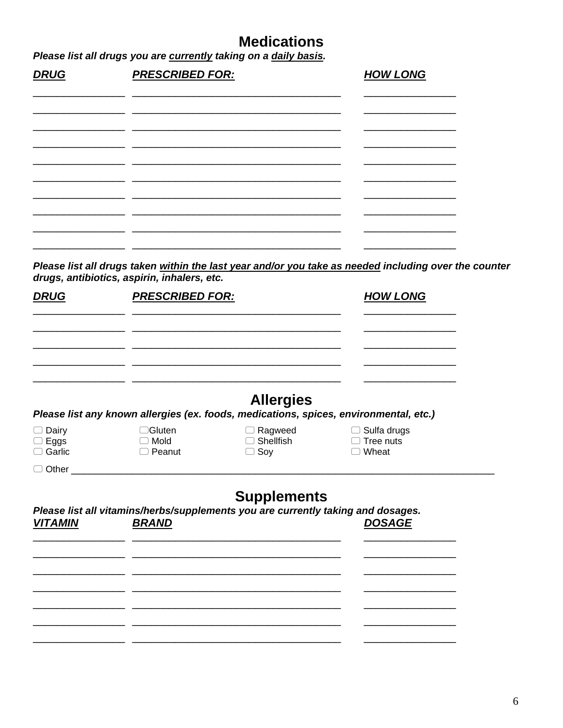# Medications

***Please list all drugs you are <u>currently</u> taking on a <u>daily basis</u>.***

| ***DRUG*** | ***PRESCRIBED FOR:*** | ***HOW LONG*** |
|---|---|---|
| | | |
| | | |
| | | |
| | | |
| | | |
| | | |
| | | |
| | | |
| | | |
| | | |

***Please list all drugs taken <u>within the last year and/or you take as needed</u> including over the counter drugs, antibiotics, aspirin, inhalers, etc.***

| ***DRUG*** | ***PRESCRIBED FOR:*** | ***HOW LONG*** |
|---|---|---|
| | | |
| | | |
| | | |
| | | |
| | | |

# Allergies

***Please list any known allergies (ex. foods, medications, spices, environmental, etc.)***

- ☐ Dairy
- ☐ Eggs
- ☐ Garlic
- ☐ Gluten
- ☐ Mold
- ☐ Peanut
- ☐ Ragweed
- ☐ Shellfish
- ☐ Soy
- ☐ Sulfa drugs
- ☐ Tree nuts
- ☐ Wheat

☐ Other ___________________________________________________________________________

# Supplements

***Please list all vitamins/herbs/supplements you are currently taking and dosages.***

| ***VITAMIN*** | ***BRAND*** | ***DOSAGE*** |
|---|---|---|
| | | |
| | | |
| | | |
| | | |
| | | |
| | | |
| | | |